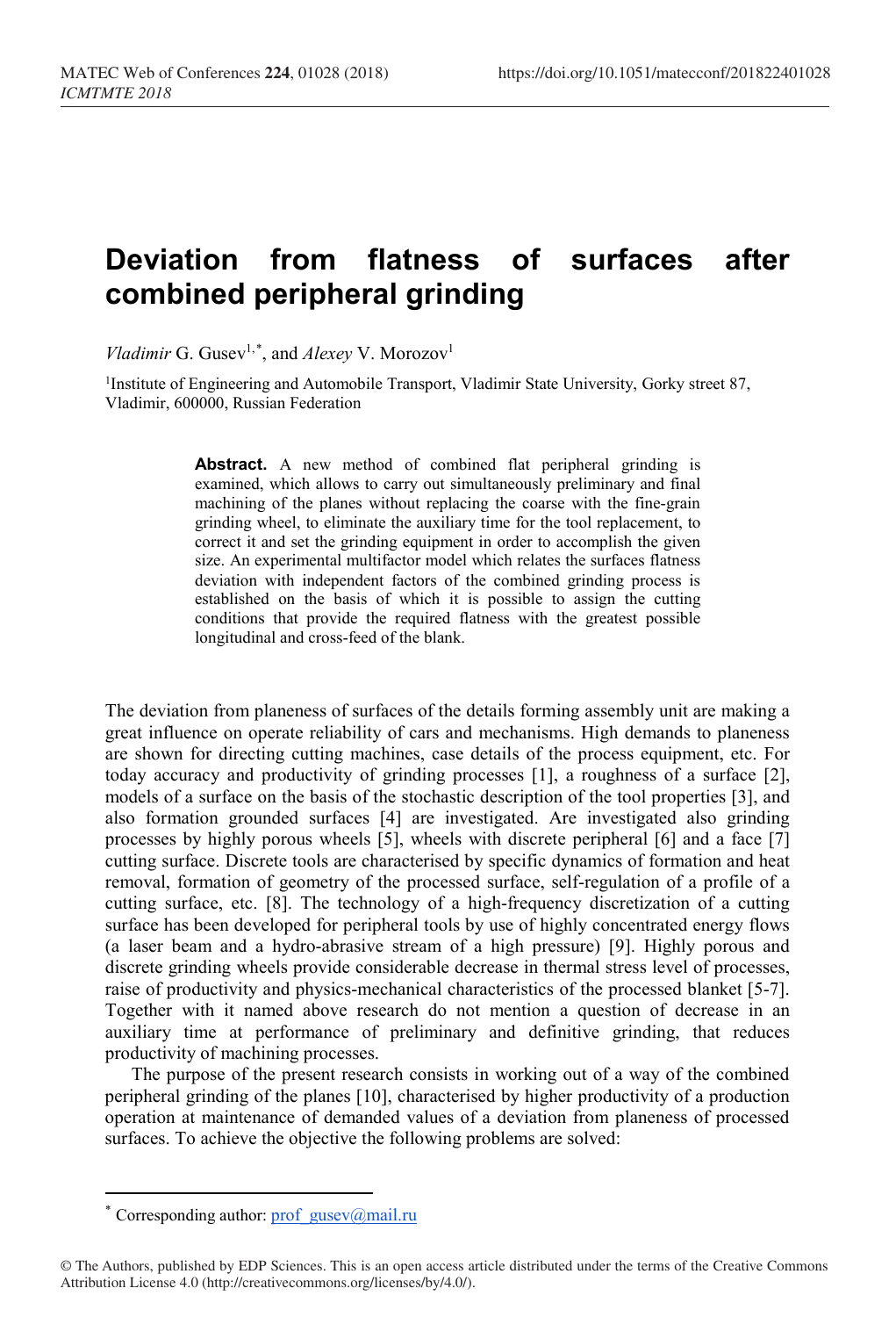# Deviation from flatness of surfaces after combined peripheral grinding

*Vladimir* G. Gusev[1,*], and *Alexey* V. Morozov[1]

[1]Institute of Engineering and Automobile Transport, Vladimir State University, Gorky street 87, Vladimir, 600000, Russian Federation

> **Abstract.** A new method of combined flat peripheral grinding is examined, which allows to carry out simultaneously preliminary and final machining of the planes without replacing the coarse with the fine-grain grinding wheel, to eliminate the auxiliary time for the tool replacement, to correct it and set the grinding equipment in order to accomplish the given size. An experimental multifactor model which relates the surfaces flatness deviation with independent factors of the combined grinding process is established on the basis of which it is possible to assign the cutting conditions that provide the required flatness with the greatest possible longitudinal and cross-feed of the blank.

The deviation from planeness of surfaces of the details forming assembly unit are making a great influence on operate reliability of cars and mechanisms. High demands to planeness are shown for directing cutting machines, case details of the process equipment, etc. For today accuracy and productivity of grinding processes [1], a roughness of a surface [2], models of a surface on the basis of the stochastic description of the tool properties [3], and also formation grounded surfaces [4] are investigated. Are investigated also grinding processes by highly porous wheels [5], wheels with discrete peripheral [6] and a face [7] cutting surface. Discrete tools are characterised by specific dynamics of formation and heat removal, formation of geometry of the processed surface, self-regulation of a profile of a cutting surface, etc. [8]. The technology of a high-frequency discretization of a cutting surface has been developed for peripheral tools by use of highly concentrated energy flows (a laser beam and a hydro-abrasive stream of a high pressure) [9]. Highly porous and discrete grinding wheels provide considerable decrease in thermal stress level of processes, raise of productivity and physics-mechanical characteristics of the processed blanket [5-7]. Together with it named above research do not mention a question of decrease in an auxiliary time at performance of preliminary and definitive grinding, that reduces productivity of machining processes.

The purpose of the present research consists in working out of a way of the combined peripheral grinding of the planes [10], characterised by higher productivity of a production operation at maintenance of demanded values of a deviation from planeness of processed surfaces. To achieve the objective the following problems are solved:

---

\* Corresponding author: prof_gusev@mail.ru

© The Authors, published by EDP Sciences. This is an open access article distributed under the terms of the Creative Commons Attribution License 4.0 (http://creativecommons.org/licenses/by/4.0/).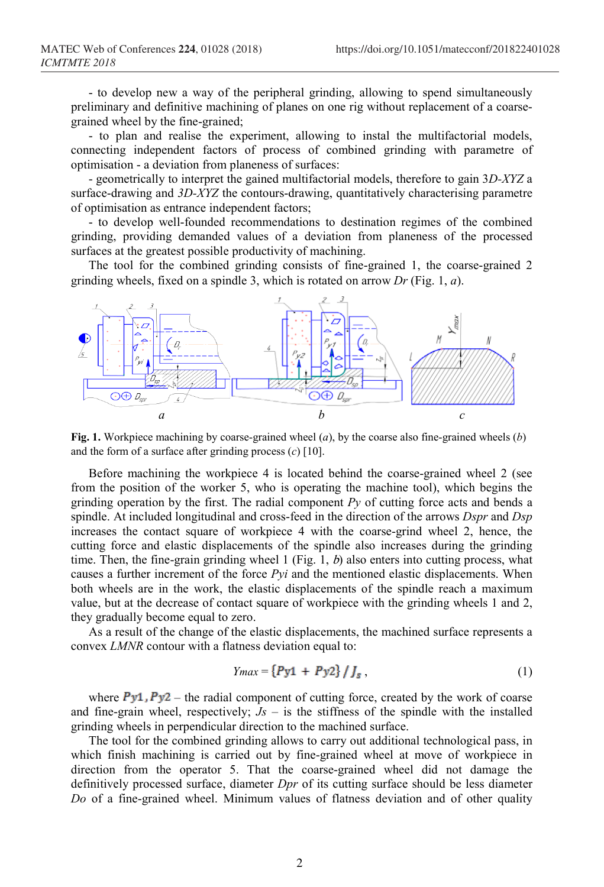- to develop new a way of the peripheral grinding, allowing to spend simultaneously preliminary and definitive machining of planes on one rig without replacement of a coarse-grained wheel by the fine-grained;

- to plan and realise the experiment, allowing to instal the multifactorial models, connecting independent factors of process of combined grinding with parametre of optimisation - a deviation from planeness of surfaces:

- geometrically to interpret the gained multifactorial models, therefore to gain 3*D-XYZ* a surface-drawing and *3D-XYZ* the contours-drawing, quantitatively characterising parametre of optimisation as entrance independent factors;

- to develop well-founded recommendations to destination regimes of the combined grinding, providing demanded values of a deviation from planeness of the processed surfaces at the greatest possible productivity of machining.

The tool for the combined grinding consists of fine-grained 1, the coarse-grained 2 grinding wheels, fixed on a spindle 3, which is rotated on arrow *Dr* (Fig. 1, *a*).

**Fig. 1.** Workpiece machining by coarse-grained wheel (*a*), by the coarse also fine-grained wheels (*b*) and the form of a surface after grinding process (*c*) [10].

Before machining the workpiece 4 is located behind the coarse-grained wheel 2 (see from the position of the worker 5, who is operating the machine tool), which begins the grinding operation by the first. The radial component *Py* of cutting force acts and bends a spindle. At included longitudinal and cross-feed in the direction of the arrows *Dspr* and *Dsp* increases the contact square of workpiece 4 with the coarse-grind wheel 2, hence, the cutting force and elastic displacements of the spindle also increases during the grinding time. Then, the fine-grain grinding wheel 1 (Fig. 1, *b*) also enters into cutting process, what causes a further increment of the force *Pyi* and the mentioned elastic displacements. When both wheels are in the work, the elastic displacements of the spindle reach a maximum value, but at the decrease of contact square of workpiece with the grinding wheels 1 and 2, they gradually become equal to zero.

As a result of the change of the elastic displacements, the machined surface represents a convex *LMNR* contour with a flatness deviation equal to:

$$Ymax = \{Py1 + Py2\} / J_s \,, \tag{1}$$

where $Py1, Py2$ – the radial component of cutting force, created by the work of coarse and fine-grain wheel, respectively; *Js* – is the stiffness of the spindle with the installed grinding wheels in perpendicular direction to the machined surface.

The tool for the combined grinding allows to carry out additional technological pass, in which finish machining is carried out by fine-grained wheel at move of workpiece in direction from the operator 5. That the coarse-grained wheel did not damage the definitively processed surface, diameter *Dpr* of its cutting surface should be less diameter *Do* of a fine-grained wheel. Minimum values of flatness deviation and of other quality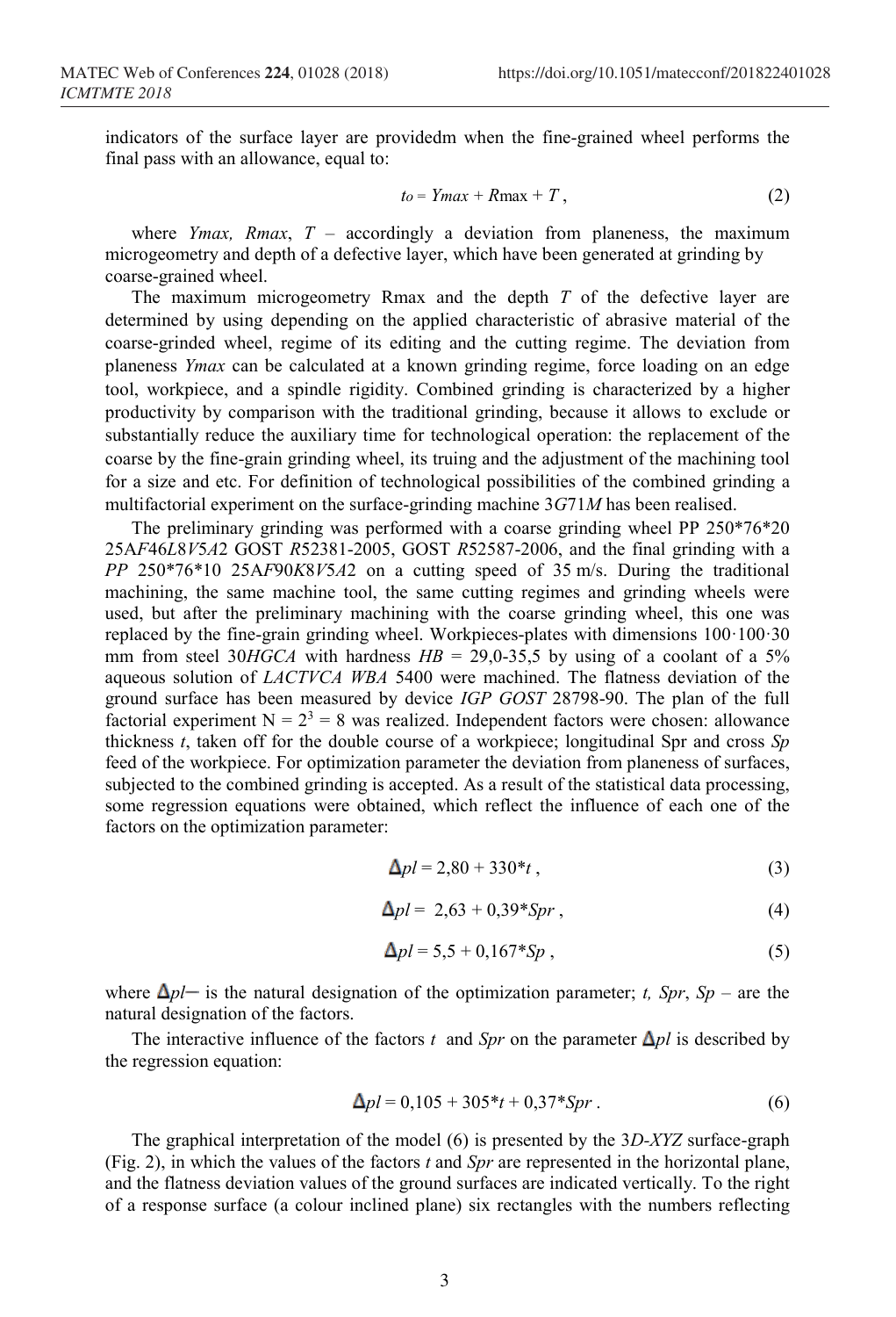indicators of the surface layer are providedm when the fine-grained wheel performs the final pass with an allowance, equal to:

$$t_o = Ymax + R\max + T\,, \tag{2}$$

where *Ymax, Rmax*, *T* – accordingly a deviation from planeness, the maximum microgeometry and depth of a defective layer, which have been generated at grinding by coarse-grained wheel.

The maximum microgeometry Rmax and the depth *T* of the defective layer are determined by using depending on the applied characteristic of abrasive material of the coarse-grinded wheel, regime of its editing and the cutting regime. The deviation from planeness *Ymax* can be calculated at a known grinding regime, force loading on an edge tool, workpiece, and a spindle rigidity. Combined grinding is characterized by a higher productivity by comparison with the traditional grinding, because it allows to exclude or substantially reduce the auxiliary time for technological operation: the replacement of the coarse by the fine-grain grinding wheel, its truing and the adjustment of the machining tool for a size and etc. For definition of technological possibilities of the combined grinding a multifactorial experiment on the surface-grinding machine 3*G*71*M* has been realised.

The preliminary grinding was performed with a coarse grinding wheel PP 250\*76\*20 25A*F*46*L*8*V*5*A*2 GOST *R*52381-2005, GOST *R*52587-2006, and the final grinding with a *PP* 250\*76\*10 25A*F*90*K*8*V*5*A*2 on a cutting speed of 35 m/s. During the traditional machining, the same machine tool, the same cutting regimes and grinding wheels were used, but after the preliminary machining with the coarse grinding wheel, this one was replaced by the fine-grain grinding wheel. Workpieces-plates with dimensions 100·100·30 mm from steel 30*HGCA* with hardness *HB* = 29,0-35,5 by using of a coolant of a 5% aqueous solution of *LACTVCA WBA* 5400 were machined. The flatness deviation of the ground surface has been measured by device *IGP GOST* 28798-90. The plan of the full factorial experiment $N = 2^3 = 8$ was realized. Independent factors were chosen: allowance thickness *t*, taken off for the double course of a workpiece; longitudinal Spr and cross *Sp* feed of the workpiece. For optimization parameter the deviation from planeness of surfaces, subjected to the combined grinding is accepted. As a result of the statistical data processing, some regression equations were obtained, which reflect the influence of each one of the factors on the optimization parameter:

$$\Delta pl = 2{,}80 + 330 * t\,, \tag{3}$$

$$\Delta pl = 2{,}63 + 0{,}39 * Spr\,, \tag{4}$$

$$\Delta pl = 5{,}5 + 0{,}167 * Sp\,, \tag{5}$$

where $\Delta pl$– is the natural designation of the optimization parameter; *t, Spr*, *Sp* – are the natural designation of the factors.

The interactive influence of the factors *t* and *Spr* on the parameter $\Delta pl$ is described by the regression equation:

$$\Delta pl = 0{,}105 + 305 * t + 0{,}37 * Spr\,. \tag{6}$$

The graphical interpretation of the model (6) is presented by the 3*D-XYZ* surface-graph (Fig. 2), in which the values of the factors *t* and *Spr* are represented in the horizontal plane, and the flatness deviation values of the ground surfaces are indicated vertically. To the right of a response surface (a colour inclined plane) six rectangles with the numbers reflecting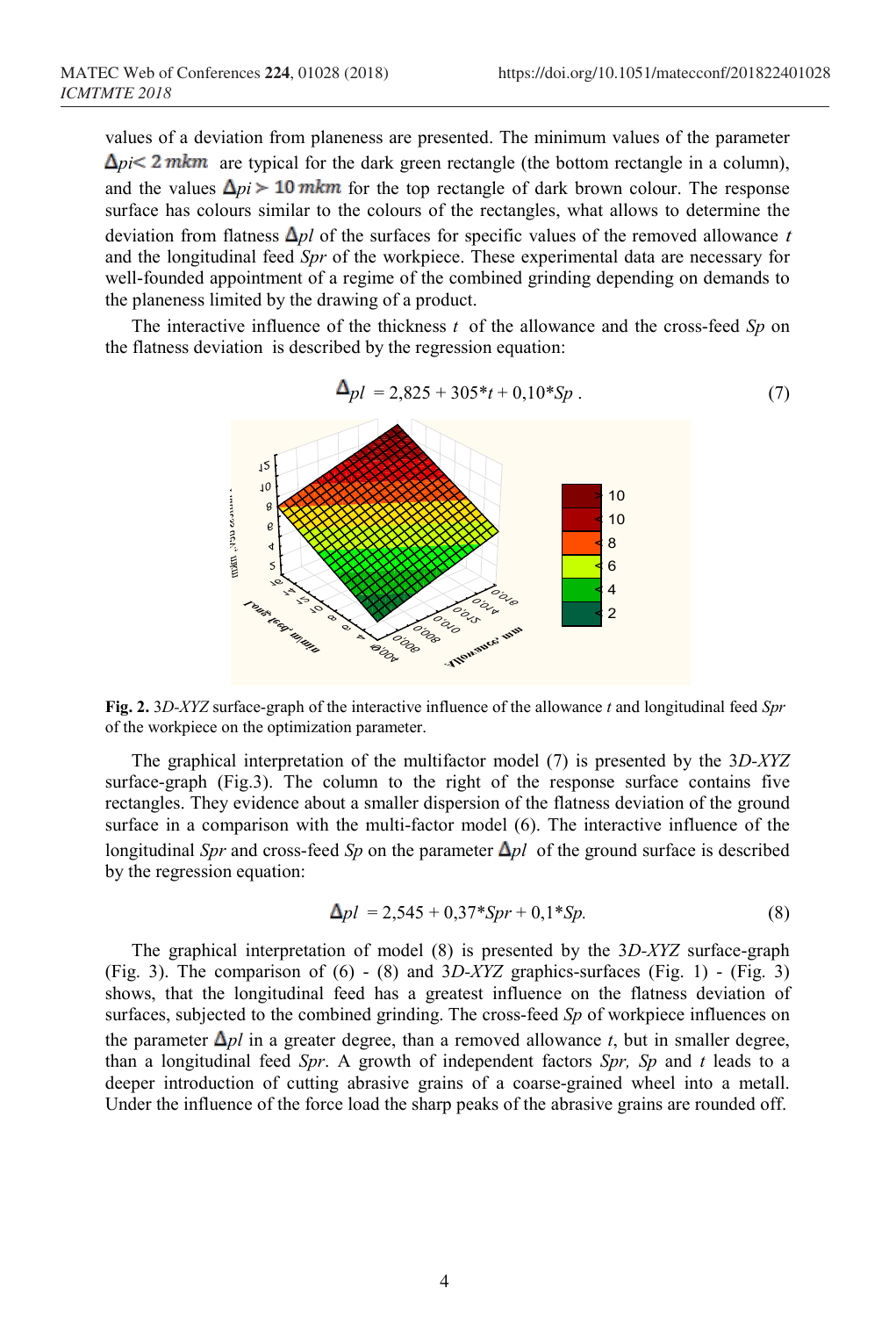values of a deviation from planeness are presented. The minimum values of the parameter $\Delta pi < 2\ mkm$ are typical for the dark green rectangle (the bottom rectangle in a column), and the values $\Delta pi > 10\ mkm$ for the top rectangle of dark brown colour. The response surface has colours similar to the colours of the rectangles, what allows to determine the deviation from flatness $\Delta pl$ of the surfaces for specific values of the removed allowance $t$ and the longitudinal feed *Spr* of the workpiece. These experimental data are necessary for well-founded appointment of a regime of the combined grinding depending on demands to the planeness limited by the drawing of a product.

The interactive influence of the thickness $t$ of the allowance and the cross-feed *Sp* on the flatness deviation is described by the regression equation:

$$\Delta_{pl} = 2{,}825 + 305{*}t + 0{,}10{*}Sp\ . \tag{7}$$

**Fig. 2.** 3*D-XYZ* surface-graph of the interactive influence of the allowance $t$ and longitudinal feed *Spr* of the workpiece on the optimization parameter.

The graphical interpretation of the multifactor model (7) is presented by the 3*D-XYZ* surface-graph (Fig.3). The column to the right of the response surface contains five rectangles. They evidence about a smaller dispersion of the flatness deviation of the ground surface in a comparison with the multi-factor model (6). The interactive influence of the longitudinal *Spr* and cross-feed *Sp* on the parameter $\Delta pl$ of the ground surface is described by the regression equation:

$$\Delta pl = 2{,}545 + 0{,}37{*}Spr + 0{,}1{*}Sp. \tag{8}$$

The graphical interpretation of model (8) is presented by the 3*D-XYZ* surface-graph (Fig. 3). The comparison of (6) - (8) and 3*D-XYZ* graphics-surfaces (Fig. 1) - (Fig. 3) shows, that the longitudinal feed has a greatest influence on the flatness deviation of surfaces, subjected to the combined grinding. The cross-feed *Sp* of workpiece influences on the parameter $\Delta pl$ in a greater degree, than a removed allowance $t$, but in smaller degree, than a longitudinal feed *Spr*. A growth of independent factors *Spr, Sp* and $t$ leads to a deeper introduction of cutting abrasive grains of a coarse-grained wheel into a metall. Under the influence of the force load the sharp peaks of the abrasive grains are rounded off.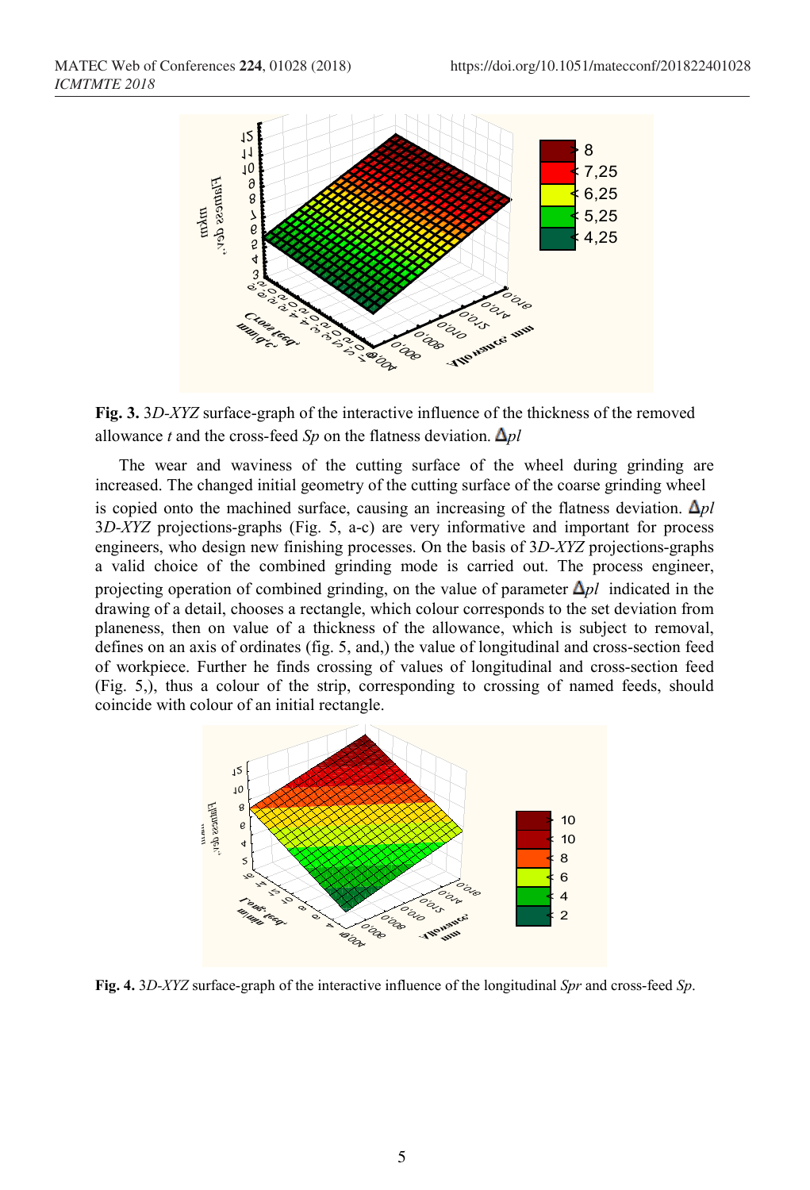**Fig. 3.** 3*D-XYZ* surface-graph of the interactive influence of the thickness of the removed allowance *t* and the cross-feed *Sp* on the flatness deviation. $\Delta pl$

The wear and waviness of the cutting surface of the wheel during grinding are increased. The changed initial geometry of the cutting surface of the coarse grinding wheel is copied onto the machined surface, causing an increasing of the flatness deviation. $\Delta pl$ 3*D-XYZ* projections-graphs (Fig. 5, a-c) are very informative and important for process engineers, who design new finishing processes. On the basis of 3*D-XYZ* projections-graphs a valid choice of the combined grinding mode is carried out. The process engineer, projecting operation of combined grinding, on the value of parameter $\Delta pl$ indicated in the drawing of a detail, chooses a rectangle, which colour corresponds to the set deviation from planeness, then on value of a thickness of the allowance, which is subject to removal, defines on an axis of ordinates (fig. 5, and,) the value of longitudinal and cross-section feed of workpiece. Further he finds crossing of values of longitudinal and cross-section feed (Fig. 5,), thus a colour of the strip, corresponding to crossing of named feeds, should coincide with colour of an initial rectangle.

**Fig. 4.** 3*D-XYZ* surface-graph of the interactive influence of the longitudinal *Spr* and cross-feed *Sp*.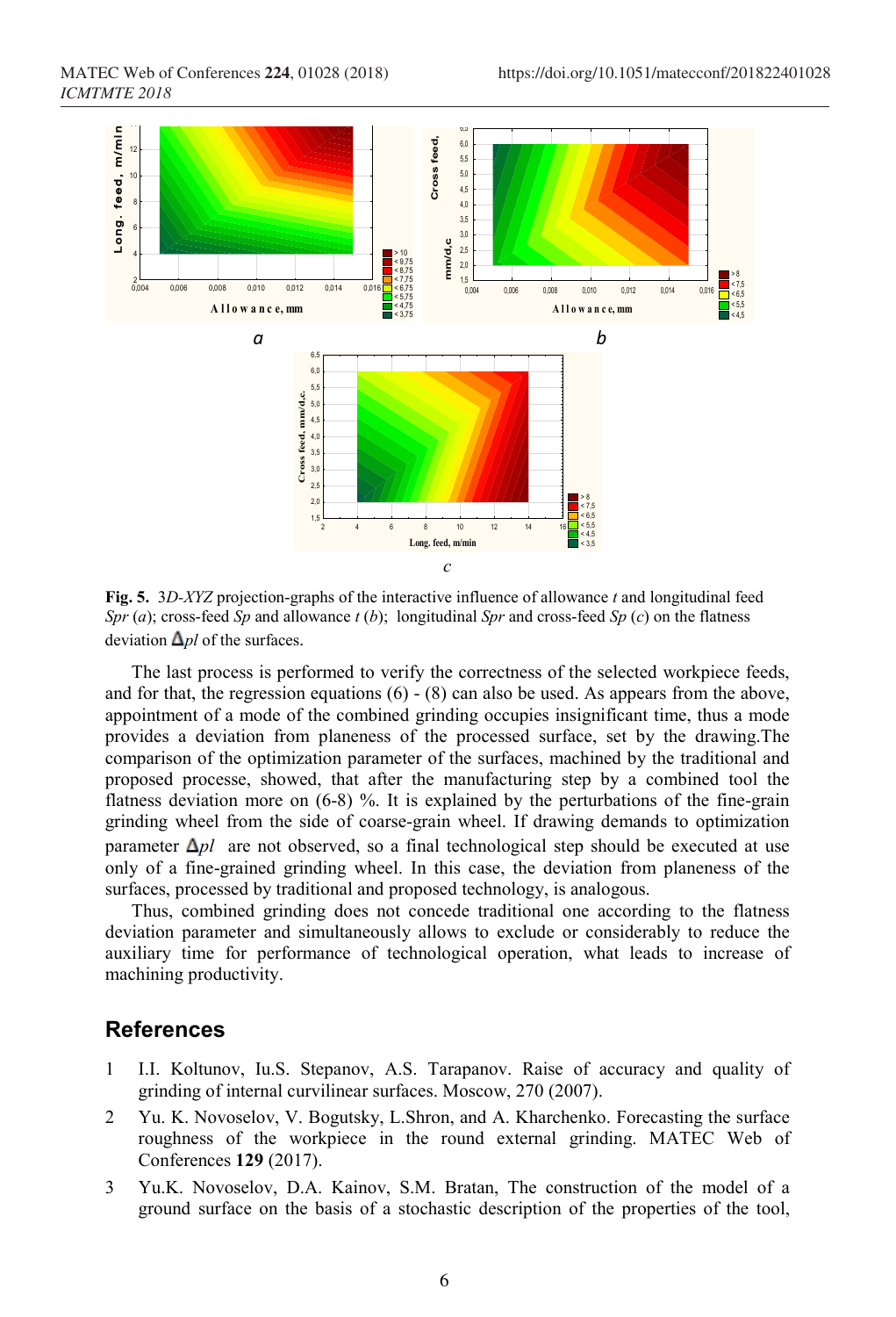**Fig. 5.** 3*D-XYZ* projection-graphs of the interactive influence of allowance *t* and longitudinal feed *Spr* (*a*); cross-feed *Sp* and allowance *t* (*b*); longitudinal *Spr* and cross-feed *Sp* (*c*) on the flatness deviation $\Delta pl$ of the surfaces.

The last process is performed to verify the correctness of the selected workpiece feeds, and for that, the regression equations (6) - (8) can also be used. As appears from the above, appointment of a mode of the combined grinding occupies insignificant time, thus a mode provides a deviation from planeness of the processed surface, set by the drawing.The comparison of the optimization parameter of the surfaces, machined by the traditional and proposed processe, showed, that after the manufacturing step by a combined tool the flatness deviation more on (6-8) %. It is explained by the perturbations of the fine-grain grinding wheel from the side of coarse-grain wheel. If drawing demands to optimization parameter $\Delta pl$ are not observed, so a final technological step should be executed at use only of a fine-grained grinding wheel. In this case, the deviation from planeness of the surfaces, processed by traditional and proposed technology, is analogous.

Thus, combined grinding does not concede traditional one according to the flatness deviation parameter and simultaneously allows to exclude or considerably to reduce the auxiliary time for performance of technological operation, what leads to increase of machining productivity.

## References

1. I.I. Koltunov, Iu.S. Stepanov, A.S. Tarapanov. Raise of accuracy and quality of grinding of internal curvilinear surfaces. Moscow, 270 (2007).
2. Yu. K. Novoselov, V. Bogutsky, L.Shron, and A. Kharchenko. Forecasting the surface roughness of the workpiece in the round external grinding. MATEC Web of Conferences **129** (2017).
3. Yu.K. Novoselov, D.A. Kainov, S.M. Bratan, The construction of the model of a ground surface on the basis of a stochastic description of the properties of the tool,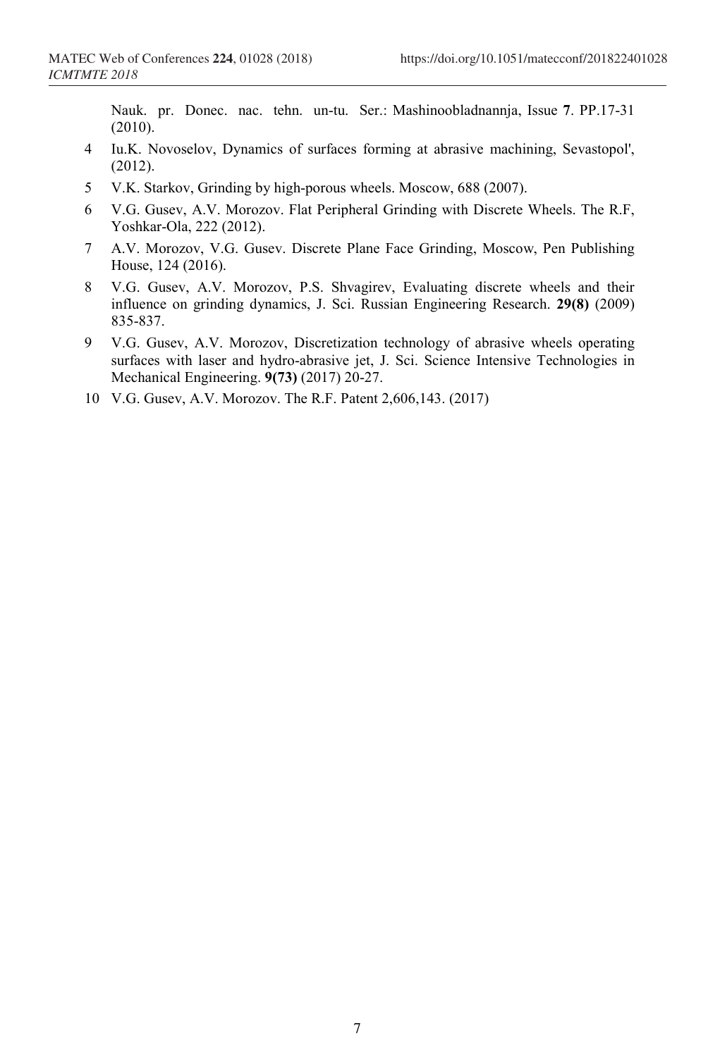Nauk. pr. Donec. nac. tehn. un-tu. Ser.: Mashinoobladnannja, Issue **7**. PP.17-31 (2010).

4 Iu.K. Novoselov, Dynamics of surfaces forming at abrasive machining, Sevastopol', (2012).

5 V.K. Starkov, Grinding by high-porous wheels. Moscow, 688 (2007).

6 V.G. Gusev, A.V. Morozov. Flat Peripheral Grinding with Discrete Wheels. The R.F, Yoshkar-Ola, 222 (2012).

7 A.V. Morozov, V.G. Gusev. Discrete Plane Face Grinding, Moscow, Pen Publishing House, 124 (2016).

8 V.G. Gusev, A.V. Morozov, P.S. Shvagirev, Evaluating discrete wheels and their influence on grinding dynamics, J. Sci. Russian Engineering Research. **29(8)** (2009) 835-837.

9 V.G. Gusev, A.V. Morozov, Discretization technology of abrasive wheels operating surfaces with laser and hydro-abrasive jet, J. Sci. Science Intensive Technologies in Mechanical Engineering. **9(73)** (2017) 20-27.

10 V.G. Gusev, A.V. Morozov. The R.F. Patent 2,606,143. (2017)